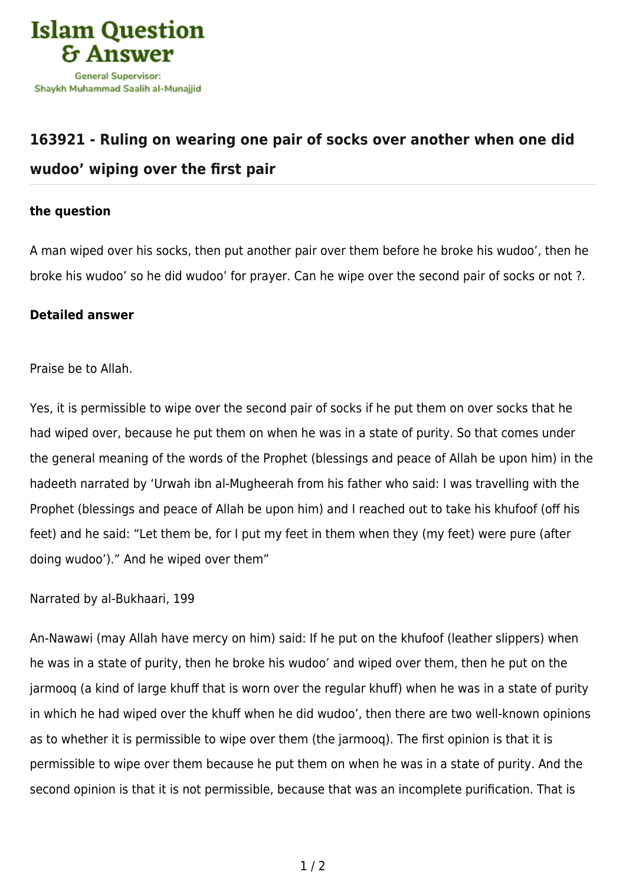## 163921 - Ruling on wearing one pair of socks over another when one did wudoo' wiping over the first pair

**the question**

A man wiped over his socks, then put another pair over them before he broke his wudoo', then he broke his wudoo' so he did wudoo' for prayer. Can he wipe over the second pair of socks or not ?.

**Detailed answer**

Praise be to Allah.

Yes, it is permissible to wipe over the second pair of socks if he put them on over socks that he had wiped over, because he put them on when he was in a state of purity. So that comes under the general meaning of the words of the Prophet (blessings and peace of Allah be upon him) in the hadeeth narrated by 'Urwah ibn al-Mugheerah from his father who said: I was travelling with the Prophet (blessings and peace of Allah be upon him) and I reached out to take his khufoof (off his feet) and he said: "Let them be, for I put my feet in them when they (my feet) were pure (after doing wudoo')." And he wiped over them"

Narrated by al-Bukhaari, 199

An-Nawawi (may Allah have mercy on him) said: If he put on the khufoof (leather slippers) when he was in a state of purity, then he broke his wudoo' and wiped over them, then he put on the jarmooq (a kind of large khuff that is worn over the regular khuff) when he was in a state of purity in which he had wiped over the khuff when he did wudoo', then there are two well-known opinions as to whether it is permissible to wipe over them (the jarmooq). The first opinion is that it is permissible to wipe over them because he put them on when he was in a state of purity. And the second opinion is that it is not permissible, because that was an incomplete purification. That is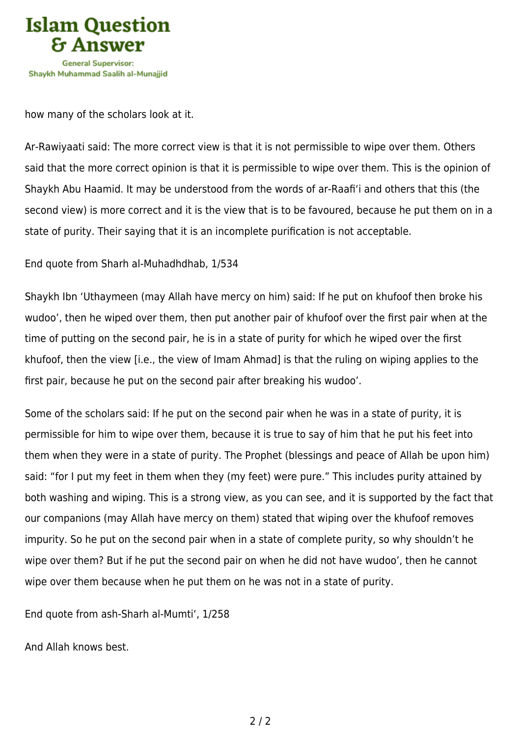how many of the scholars look at it.

Ar-Rawiyaati said: The more correct view is that it is not permissible to wipe over them. Others said that the more correct opinion is that it is permissible to wipe over them. This is the opinion of Shaykh Abu Haamid. It may be understood from the words of ar-Raafi'i and others that this (the second view) is more correct and it is the view that is to be favoured, because he put them on in a state of purity. Their saying that it is an incomplete purification is not acceptable.

End quote from Sharh al-Muhadhdhab, 1/534

Shaykh Ibn 'Uthaymeen (may Allah have mercy on him) said: If he put on khufoof then broke his wudoo', then he wiped over them, then put another pair of khufoof over the first pair when at the time of putting on the second pair, he is in a state of purity for which he wiped over the first khufoof, then the view [i.e., the view of Imam Ahmad] is that the ruling on wiping applies to the first pair, because he put on the second pair after breaking his wudoo'.

Some of the scholars said: If he put on the second pair when he was in a state of purity, it is permissible for him to wipe over them, because it is true to say of him that he put his feet into them when they were in a state of purity. The Prophet (blessings and peace of Allah be upon him) said: "for I put my feet in them when they (my feet) were pure." This includes purity attained by both washing and wiping. This is a strong view, as you can see, and it is supported by the fact that our companions (may Allah have mercy on them) stated that wiping over the khufoof removes impurity. So he put on the second pair when in a state of complete purity, so why shouldn't he wipe over them? But if he put the second pair on when he did not have wudoo', then he cannot wipe over them because when he put them on he was not in a state of purity.

End quote from ash-Sharh al-Mumti', 1/258

And Allah knows best.